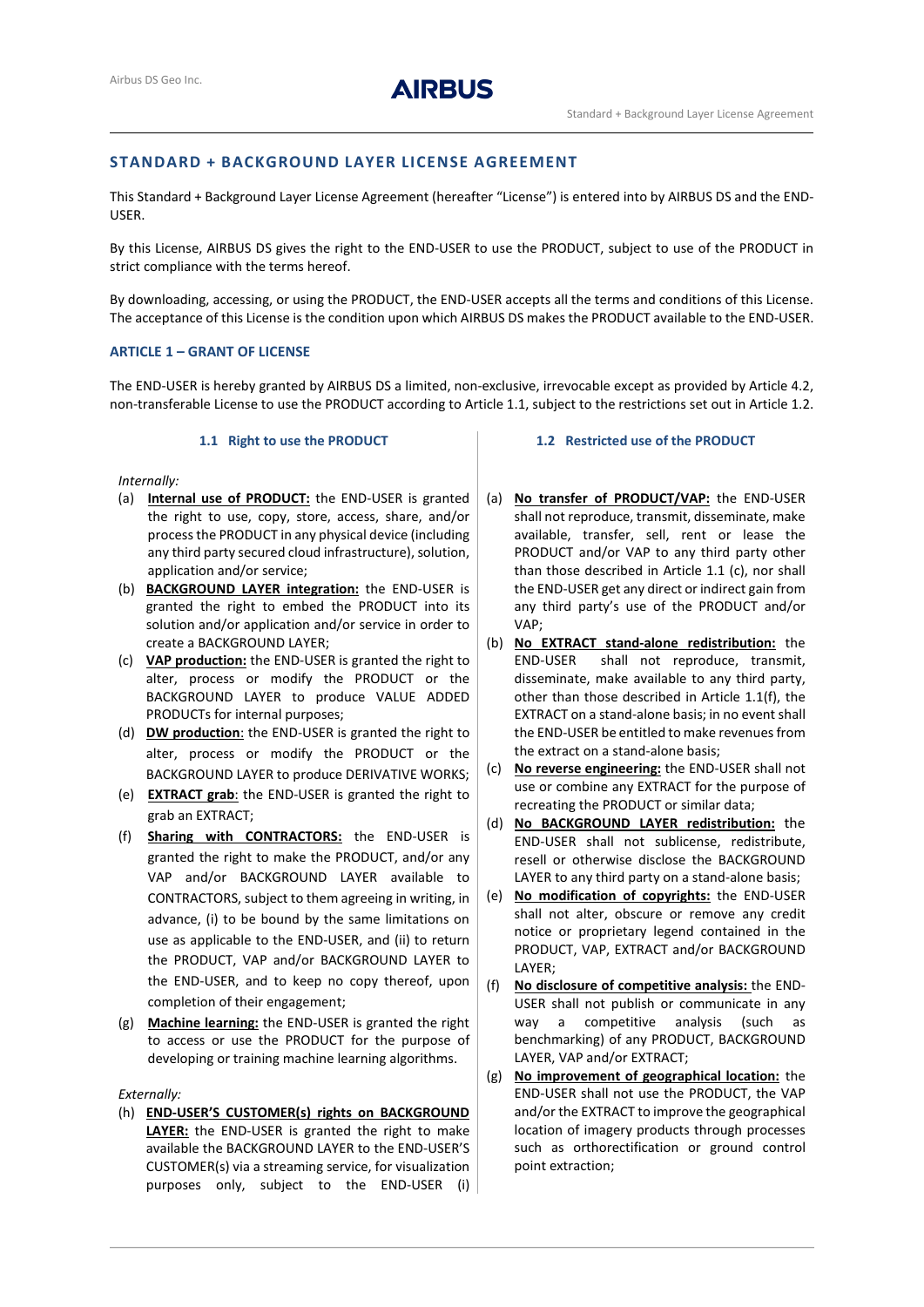## STANDARD + BACKGROUND LAYER LICENSE AGREEMENT

This Standard + Background Layer License Agreement (hereafter "License") is entered into by AIRBUS DS and the END-USER.

By this License, AIRBUS DS gives the right to the END-USER to use the PRODUCT, subject to use of the PRODUCT in strict compliance with the terms hereof.

By downloading, accessing, or using the PRODUCT, the END-USER accepts all the terms and conditions of this License. The acceptance of this License is the condition upon which AIRBUS DS makes the PRODUCT available to the END-USER.

### ARTICLE 1 – GRANT OF LICENSE

The END-USER is hereby granted by AIRBUS DS a limited, non-exclusive, irrevocable except as provided by Article 4.2, non-transferable License to use the PRODUCT according to Article 1.1, subject to the restrictions set out in Article 1.2.

#### 1.1 Right to use the PRODUCT

*Internally:*

(a) **Internal use of PRODUCT:** the END-USER is granted the right to use, copy, store, access, share, and/or process the PRODUCT in any physical device (including any third party secured cloud infrastructure), solution, application and/or service;

(b) **BACKGROUND LAYER integration:** the END-USER is granted the right to embed the PRODUCT into its solution and/or application and/or service in order to create a BACKGROUND LAYER;

(c) **VAP production:** the END-USER is granted the right to alter, process or modify the PRODUCT or the BACKGROUND LAYER to produce VALUE ADDED PRODUCTs for internal purposes;

(d) **DW production**: the END-USER is granted the right to alter, process or modify the PRODUCT or the BACKGROUND LAYER to produce DERIVATIVE WORKS;

(e) **EXTRACT grab**: the END-USER is granted the right to grab an EXTRACT;

(f) **Sharing with CONTRACTORS:** the END-USER is granted the right to make the PRODUCT, and/or any VAP and/or BACKGROUND LAYER available to CONTRACTORS, subject to them agreeing in writing, in advance, (i) to be bound by the same limitations on use as applicable to the END-USER, and (ii) to return the PRODUCT, VAP and/or BACKGROUND LAYER to the END-USER, and to keep no copy thereof, upon completion of their engagement;

(g) **Machine learning:** the END-USER is granted the right to access or use the PRODUCT for the purpose of developing or training machine learning algorithms.

*Externally:*

(h) **END-USER'S CUSTOMER(s) rights on BACKGROUND LAYER:** the END-USER is granted the right to make available the BACKGROUND LAYER to the END-USER'S CUSTOMER(s) via a streaming service, for visualization purposes only, subject to the END-USER (i)

#### 1.2 Restricted use of the PRODUCT

(a) **No transfer of PRODUCT/VAP:** the END-USER shall not reproduce, transmit, disseminate, make available, transfer, sell, rent or lease the PRODUCT and/or VAP to any third party other than those described in Article 1.1 (c), nor shall the END-USER get any direct or indirect gain from any third party's use of the PRODUCT and/or VAP;

(b) **No EXTRACT stand-alone redistribution:** the END-USER shall not reproduce, transmit, disseminate, make available to any third party, other than those described in Article 1.1(f), the EXTRACT on a stand-alone basis; in no event shall the END-USER be entitled to make revenues from the extract on a stand-alone basis;

(c) **No reverse engineering:** the END-USER shall not use or combine any EXTRACT for the purpose of recreating the PRODUCT or similar data;

(d) **No BACKGROUND LAYER redistribution:** the END-USER shall not sublicense, redistribute, resell or otherwise disclose the BACKGROUND LAYER to any third party on a stand-alone basis;

(e) **No modification of copyrights:** the END-USER shall not alter, obscure or remove any credit notice or proprietary legend contained in the PRODUCT, VAP, EXTRACT and/or BACKGROUND LAYER;

(f) **No disclosure of competitive analysis:** the END-USER shall not publish or communicate in any way a competitive analysis (such as benchmarking) of any PRODUCT, BACKGROUND LAYER, VAP and/or EXTRACT;

(g) **No improvement of geographical location:** the END-USER shall not use the PRODUCT, the VAP and/or the EXTRACT to improve the geographical location of imagery products through processes such as orthorectification or ground control point extraction;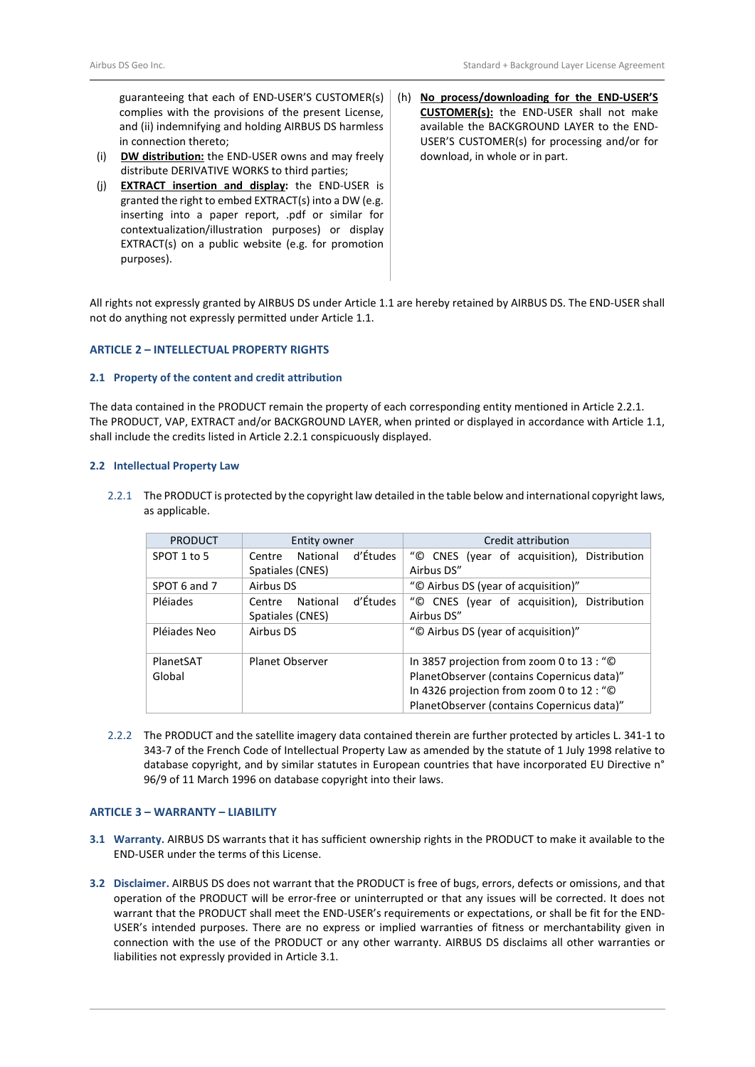guaranteeing that each of END-USER'S CUSTOMER(s) complies with the provisions of the present License, and (ii) indemnifying and holding AIRBUS DS harmless in connection thereto;

(i) **DW distribution:** the END-USER owns and may freely distribute DERIVATIVE WORKS to third parties;

(j) **EXTRACT insertion and display:** the END-USER is granted the right to embed EXTRACT(s) into a DW (e.g. inserting into a paper report, .pdf or similar for contextualization/illustration purposes) or display EXTRACT(s) on a public website (e.g. for promotion purposes).

(h) **No process/downloading for the END-USER'S CUSTOMER(s):** the END-USER shall not make available the BACKGROUND LAYER to the END-USER'S CUSTOMER(s) for processing and/or for download, in whole or in part.

All rights not expressly granted by AIRBUS DS under Article 1.1 are hereby retained by AIRBUS DS. The END-USER shall not do anything not expressly permitted under Article 1.1.

## ARTICLE 2 – INTELLECTUAL PROPERTY RIGHTS

### 2.1 Property of the content and credit attribution

The data contained in the PRODUCT remain the property of each corresponding entity mentioned in Article 2.2.1. The PRODUCT, VAP, EXTRACT and/or BACKGROUND LAYER, when printed or displayed in accordance with Article 1.1, shall include the credits listed in Article 2.2.1 conspicuously displayed.

### 2.2 Intellectual Property Law

2.2.1 The PRODUCT is protected by the copyright law detailed in the table below and international copyright laws, as applicable.

| PRODUCT | Entity owner | Credit attribution |
|---|---|---|
| SPOT 1 to 5 | Centre National d'Études Spatiales (CNES) | "© CNES (year of acquisition), Distribution Airbus DS" |
| SPOT 6 and 7 | Airbus DS | "© Airbus DS (year of acquisition)" |
| Pléiades | Centre National d'Études Spatiales (CNES) | "© CNES (year of acquisition), Distribution Airbus DS" |
| Pléiades Neo | Airbus DS | "© Airbus DS (year of acquisition)" |
| PlanetSAT Global | Planet Observer | In 3857 projection from zoom 0 to 13 : "© PlanetObserver (contains Copernicus data)" In 4326 projection from zoom 0 to 12 : "© PlanetObserver (contains Copernicus data)" |

2.2.2 The PRODUCT and the satellite imagery data contained therein are further protected by articles L. 341-1 to 343-7 of the French Code of Intellectual Property Law as amended by the statute of 1 July 1998 relative to database copyright, and by similar statutes in European countries that have incorporated EU Directive n° 96/9 of 11 March 1996 on database copyright into their laws.

## ARTICLE 3 – WARRANTY – LIABILITY

**3.1 Warranty.** AIRBUS DS warrants that it has sufficient ownership rights in the PRODUCT to make it available to the END-USER under the terms of this License.

**3.2 Disclaimer.** AIRBUS DS does not warrant that the PRODUCT is free of bugs, errors, defects or omissions, and that operation of the PRODUCT will be error-free or uninterrupted or that any issues will be corrected. It does not warrant that the PRODUCT shall meet the END-USER's requirements or expectations, or shall be fit for the END-USER's intended purposes. There are no express or implied warranties of fitness or merchantability given in connection with the use of the PRODUCT or any other warranty. AIRBUS DS disclaims all other warranties or liabilities not expressly provided in Article 3.1.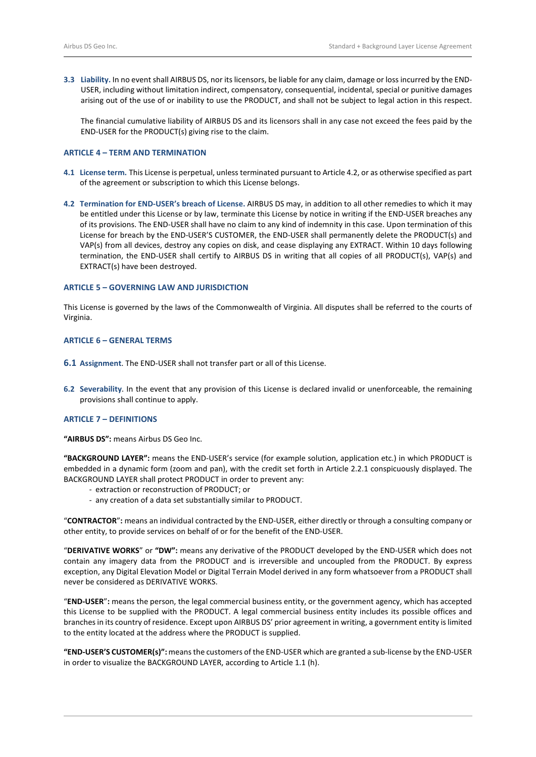**3.3 Liability.** In no event shall AIRBUS DS, nor its licensors, be liable for any claim, damage or loss incurred by the END-USER, including without limitation indirect, compensatory, consequential, incidental, special or punitive damages arising out of the use of or inability to use the PRODUCT, and shall not be subject to legal action in this respect.

The financial cumulative liability of AIRBUS DS and its licensors shall in any case not exceed the fees paid by the END-USER for the PRODUCT(s) giving rise to the claim.

## ARTICLE 4 – TERM AND TERMINATION

**4.1 License term.** This License is perpetual, unless terminated pursuant to Article 4.2, or as otherwise specified as part of the agreement or subscription to which this License belongs.

**4.2 Termination for END-USER's breach of License.** AIRBUS DS may, in addition to all other remedies to which it may be entitled under this License or by law, terminate this License by notice in writing if the END-USER breaches any of its provisions. The END-USER shall have no claim to any kind of indemnity in this case. Upon termination of this License for breach by the END-USER'S CUSTOMER, the END-USER shall permanently delete the PRODUCT(s) and VAP(s) from all devices, destroy any copies on disk, and cease displaying any EXTRACT. Within 10 days following termination, the END-USER shall certify to AIRBUS DS in writing that all copies of all PRODUCT(s), VAP(s) and EXTRACT(s) have been destroyed.

## ARTICLE 5 – GOVERNING LAW AND JURISDICTION

This License is governed by the laws of the Commonwealth of Virginia. All disputes shall be referred to the courts of Virginia.

## ARTICLE 6 – GENERAL TERMS

**6.1 Assignment**. The END-USER shall not transfer part or all of this License.

**6.2 Severability**. In the event that any provision of this License is declared invalid or unenforceable, the remaining provisions shall continue to apply.

## ARTICLE 7 – DEFINITIONS

**"AIRBUS DS":** means Airbus DS Geo Inc.

**"BACKGROUND LAYER":** means the END-USER's service (for example solution, application etc.) in which PRODUCT is embedded in a dynamic form (zoom and pan), with the credit set forth in Article 2.2.1 conspicuously displayed. The BACKGROUND LAYER shall protect PRODUCT in order to prevent any:

- extraction or reconstruction of PRODUCT; or
- any creation of a data set substantially similar to PRODUCT.

"**CONTRACTOR**"**:** means an individual contracted by the END-USER, either directly or through a consulting company or other entity, to provide services on behalf of or for the benefit of the END-USER.

"**DERIVATIVE WORKS**" or **"DW":** means any derivative of the PRODUCT developed by the END-USER which does not contain any imagery data from the PRODUCT and is irreversible and uncoupled from the PRODUCT. By express exception, any Digital Elevation Model or Digital Terrain Model derived in any form whatsoever from a PRODUCT shall never be considered as DERIVATIVE WORKS.

"**END-USER**"**:** means the person, the legal commercial business entity, or the government agency, which has accepted this License to be supplied with the PRODUCT. A legal commercial business entity includes its possible offices and branches in its country of residence. Except upon AIRBUS DS' prior agreement in writing, a government entity is limited to the entity located at the address where the PRODUCT is supplied.

**"END-USER'S CUSTOMER(s)":** means the customers of the END-USER which are granted a sub-license by the END-USER in order to visualize the BACKGROUND LAYER, according to Article 1.1 (h).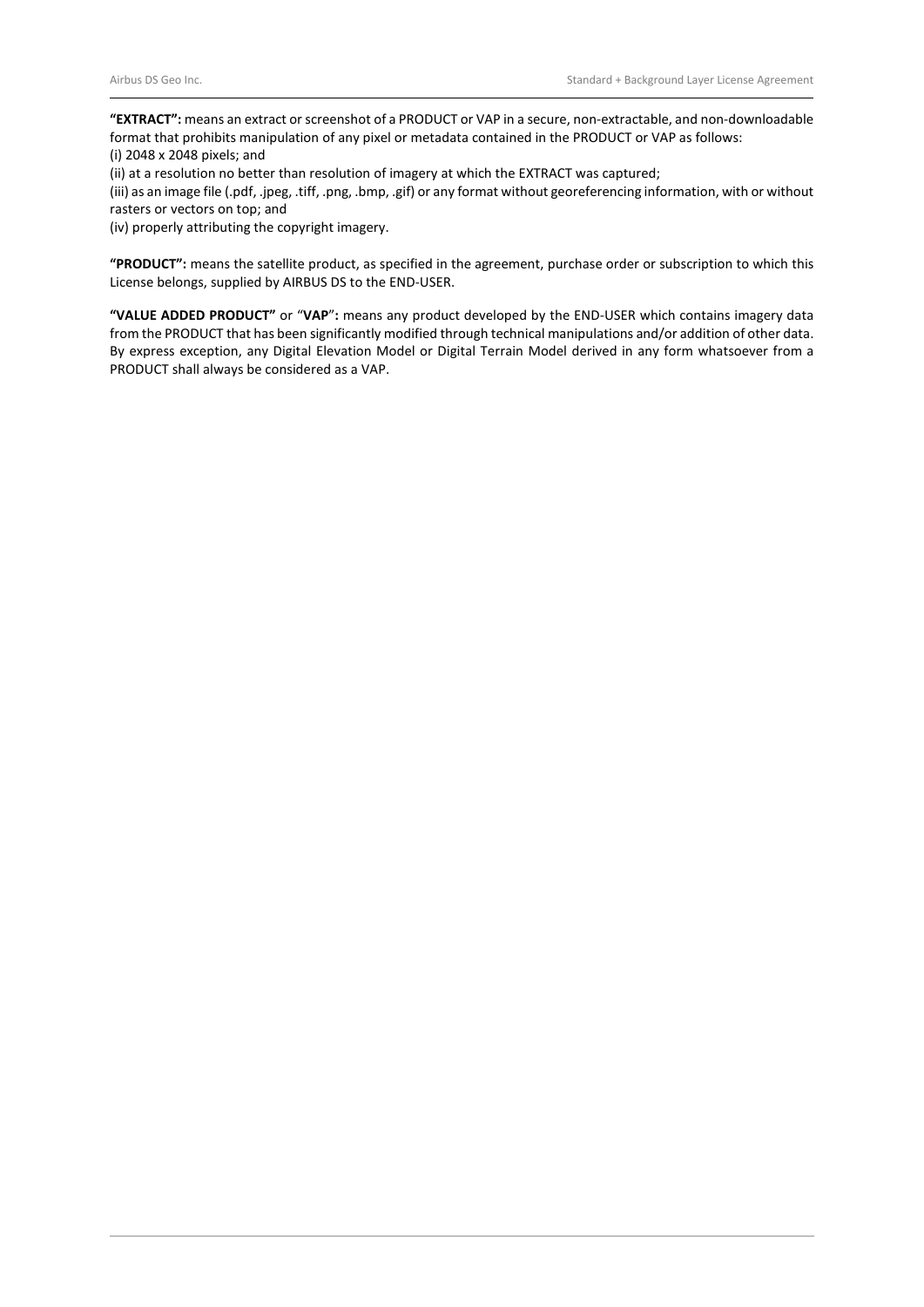**“EXTRACT”:** means an extract or screenshot of a PRODUCT or VAP in a secure, non-extractable, and non-downloadable format that prohibits manipulation of any pixel or metadata contained in the PRODUCT or VAP as follows:
(i) 2048 x 2048 pixels; and
(ii) at a resolution no better than resolution of imagery at which the EXTRACT was captured;
(iii) as an image file (.pdf, .jpeg, .tiff, .png, .bmp, .gif) or any format without georeferencing information, with or without rasters or vectors on top; and
(iv) properly attributing the copyright imagery.

**“PRODUCT”:** means the satellite product, as specified in the agreement, purchase order or subscription to which this License belongs, supplied by AIRBUS DS to the END-USER.

**“VALUE ADDED PRODUCT”** or “**VAP**”**:** means any product developed by the END-USER which contains imagery data from the PRODUCT that has been significantly modified through technical manipulations and/or addition of other data. By express exception, any Digital Elevation Model or Digital Terrain Model derived in any form whatsoever from a PRODUCT shall always be considered as a VAP.